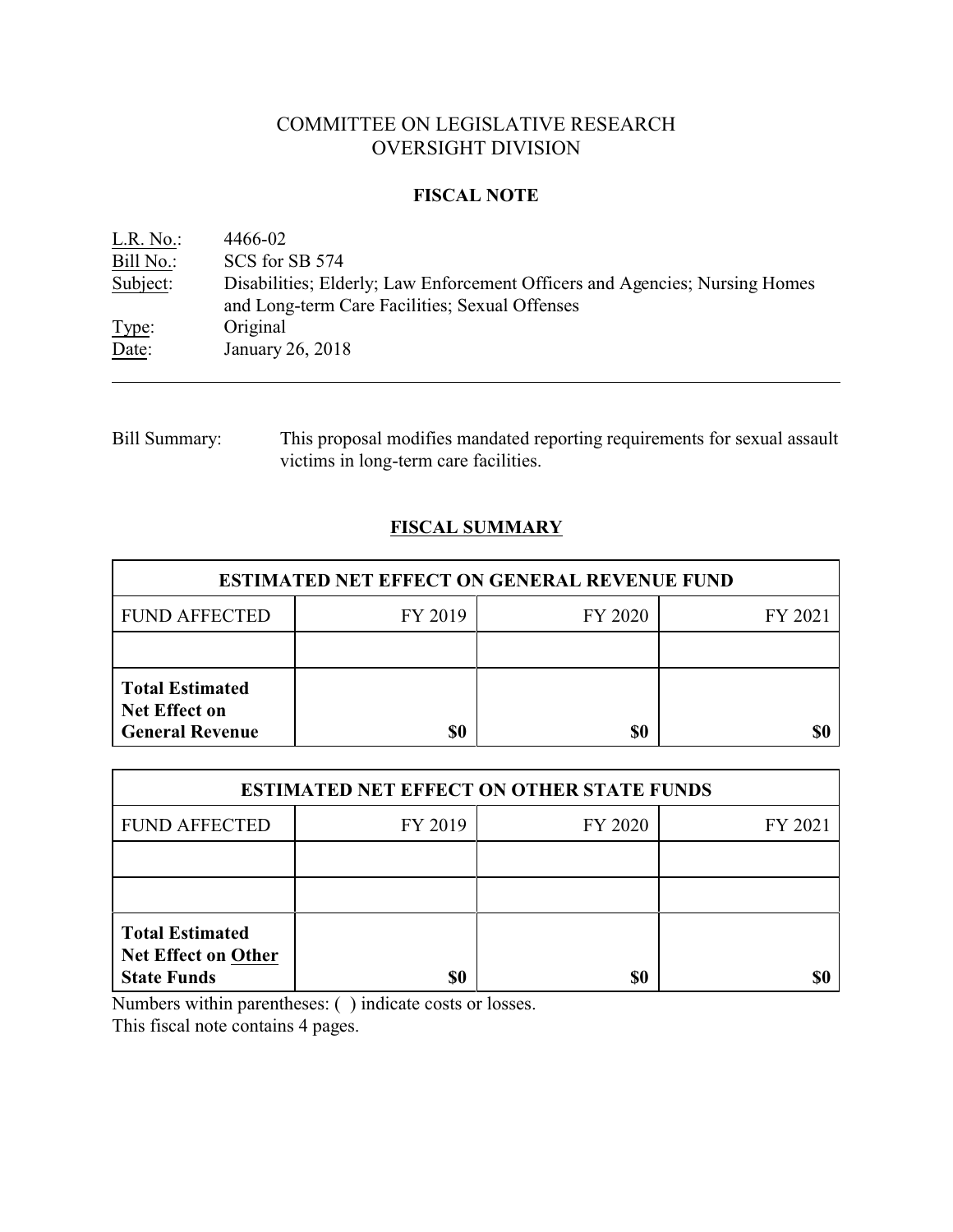# COMMITTEE ON LEGISLATIVE RESEARCH
# OVERSIGHT DIVISION

## FISCAL NOTE

L.R. No.: 4466-02
Bill No.: SCS for SB 574
Subject: Disabilities; Elderly; Law Enforcement Officers and Agencies; Nursing Homes and Long-term Care Facilities; Sexual Offenses
Type: Original
Date: January 26, 2018

---

Bill Summary: This proposal modifies mandated reporting requirements for sexual assault victims in long-term care facilities.

## FISCAL SUMMARY

| ESTIMATED NET EFFECT ON GENERAL REVENUE FUND | | | |
|---|---|---|---|
| FUND AFFECTED | FY 2019 | FY 2020 | FY 2021 |
| | | | |
| **Total Estimated Net Effect on General Revenue** | **$0** | **$0** | **$0** |

| ESTIMATED NET EFFECT ON OTHER STATE FUNDS | | | |
|---|---|---|---|
| FUND AFFECTED | FY 2019 | FY 2020 | FY 2021 |
| | | | |
| | | | |
| **Total Estimated Net Effect on Other State Funds** | **$0** | **$0** | **$0** |

Numbers within parentheses: ( ) indicate costs or losses.
This fiscal note contains 4 pages.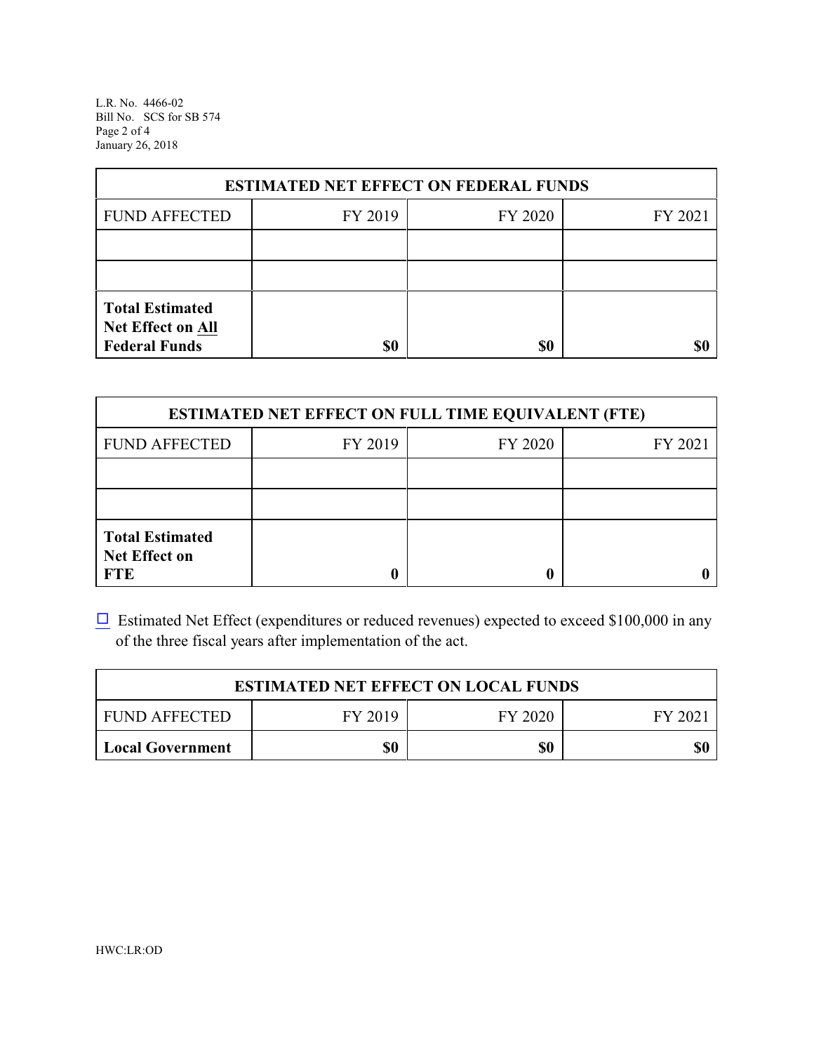| ESTIMATED NET EFFECT ON FEDERAL FUNDS | | | |
|---|---|---|---|
| FUND AFFECTED | FY 2019 | FY 2020 | FY 2021 |
| | | | |
| | | | |
| **Total Estimated Net Effect on All Federal Funds** | **$0** | **$0** | **$0** |

| ESTIMATED NET EFFECT ON FULL TIME EQUIVALENT (FTE) | | | |
|---|---|---|---|
| FUND AFFECTED | FY 2019 | FY 2020 | FY 2021 |
| | | | |
| | | | |
| **Total Estimated Net Effect on FTE** | **0** | **0** | **0** |

☐ Estimated Net Effect (expenditures or reduced revenues) expected to exceed $100,000 in any of the three fiscal years after implementation of the act.

| ESTIMATED NET EFFECT ON LOCAL FUNDS | | | |
|---|---|---|---|
| FUND AFFECTED | FY 2019 | FY 2020 | FY 2021 |
| **Local Government** | **$0** | **$0** | **$0** |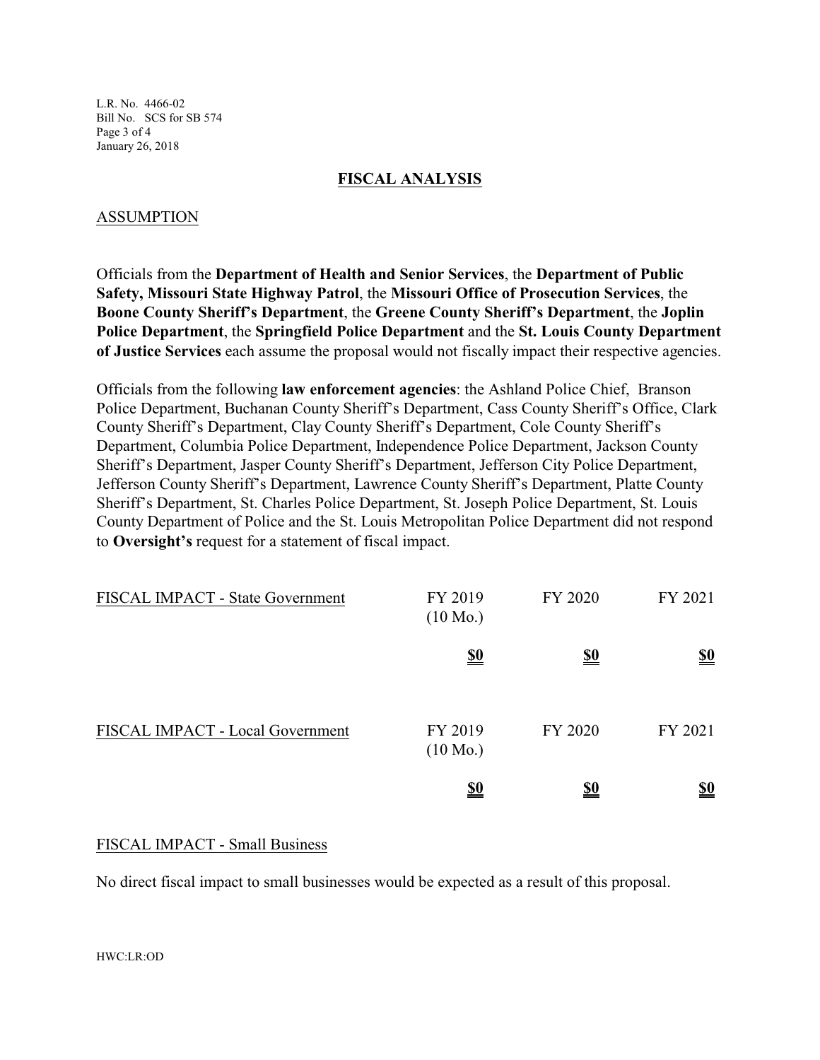## FISCAL ANALYSIS

### ASSUMPTION

Officials from the **Department of Health and Senior Services**, the **Department of Public Safety, Missouri State Highway Patrol**, the **Missouri Office of Prosecution Services**, the **Boone County Sheriff's Department**, the **Greene County Sheriff's Department**, the **Joplin Police Department**, the **Springfield Police Department** and the **St. Louis County Department of Justice Services** each assume the proposal would not fiscally impact their respective agencies.

Officials from the following **law enforcement agencies**: the Ashland Police Chief, Branson Police Department, Buchanan County Sheriff's Department, Cass County Sheriff's Office, Clark County Sheriff's Department, Clay County Sheriff's Department, Cole County Sheriff's Department, Columbia Police Department, Independence Police Department, Jackson County Sheriff's Department, Jasper County Sheriff's Department, Jefferson City Police Department, Jefferson County Sheriff's Department, Lawrence County Sheriff's Department, Platte County Sheriff's Department, St. Charles Police Department, St. Joseph Police Department, St. Louis County Department of Police and the St. Louis Metropolitan Police Department did not respond to **Oversight's** request for a statement of fiscal impact.

| FISCAL IMPACT - State Government | FY 2019 (10 Mo.) | FY 2020 | FY 2021 |
|---|---|---|---|
| | **$0** | **$0** | **$0** |

| FISCAL IMPACT - Local Government | FY 2019 (10 Mo.) | FY 2020 | FY 2021 |
|---|---|---|---|
| | **$0** | **$0** | **$0** |

### FISCAL IMPACT - Small Business

No direct fiscal impact to small businesses would be expected as a result of this proposal.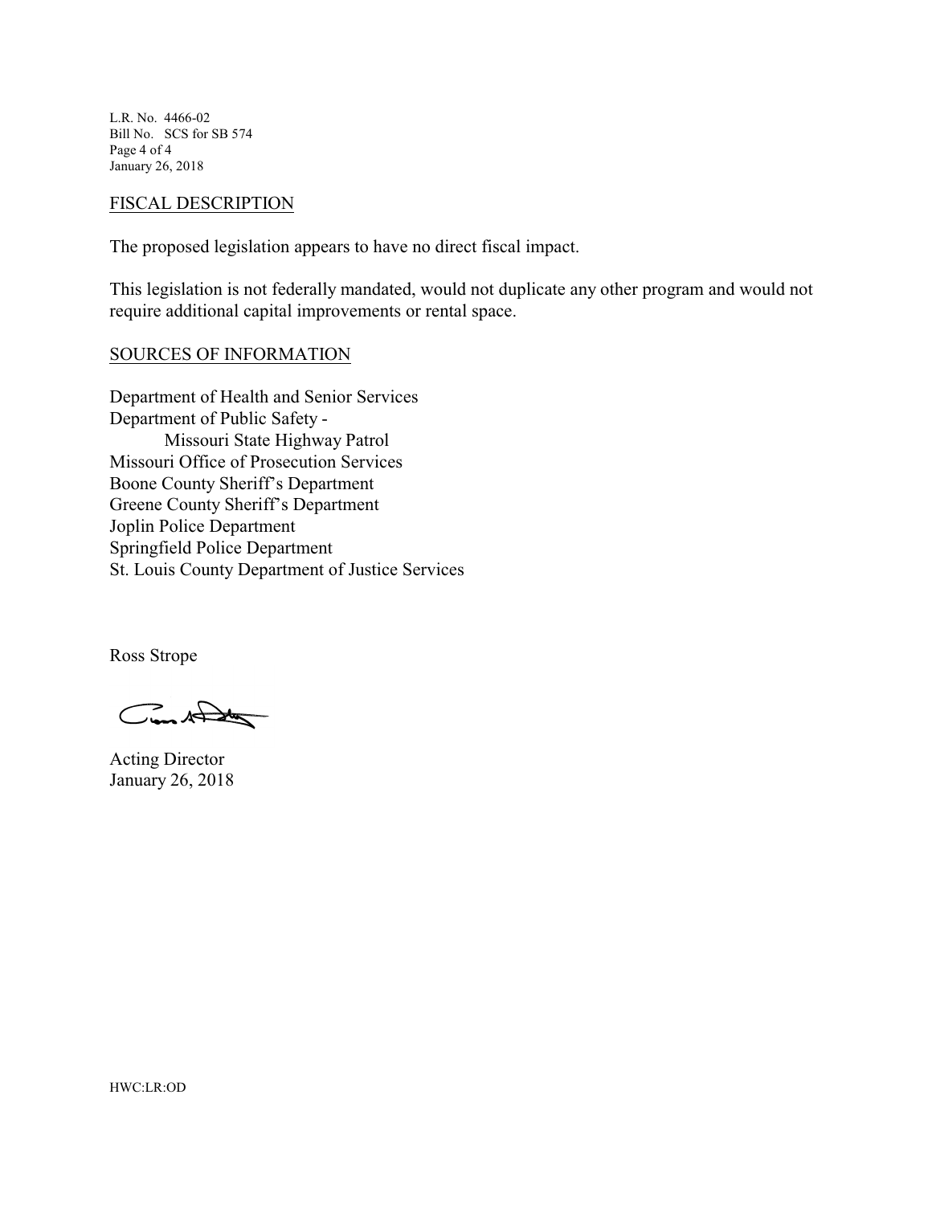## FISCAL DESCRIPTION

The proposed legislation appears to have no direct fiscal impact.

This legislation is not federally mandated, would not duplicate any other program and would not require additional capital improvements or rental space.

## SOURCES OF INFORMATION

Department of Health and Senior Services
Department of Public Safety -
    Missouri State Highway Patrol
Missouri Office of Prosecution Services
Boone County Sheriff's Department
Greene County Sheriff's Department
Joplin Police Department
Springfield Police Department
St. Louis County Department of Justice Services

Ross Strope

Acting Director
January 26, 2018

HWC:LR:OD